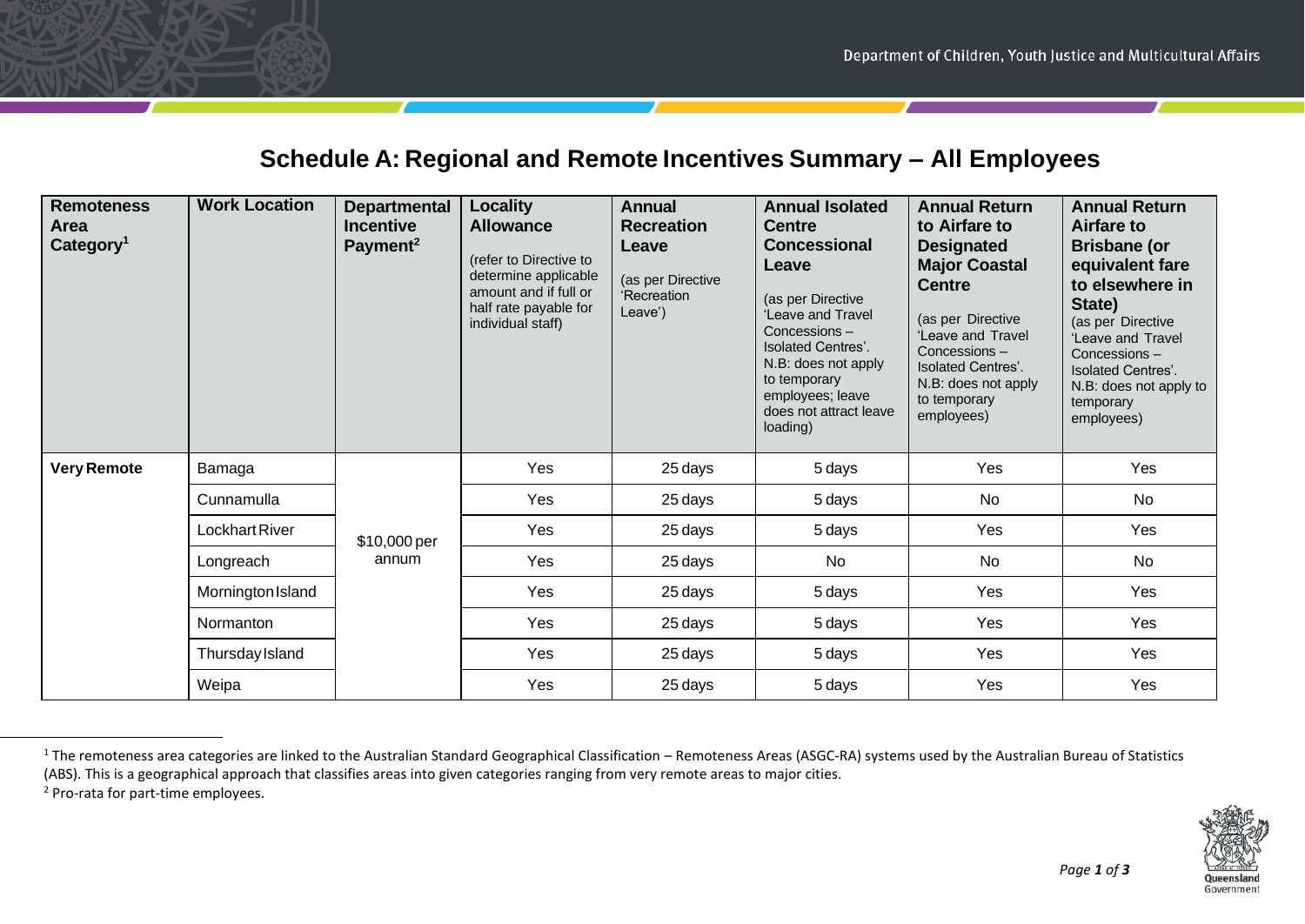## Schedule A: Regional and Remote Incentives Summary – All Employees

| Remoteness Area Category[1] | Work Location | Departmental Incentive Payment[2] | Locality Allowance (refer to Directive to determine applicable amount and if full or half rate payable for individual staff) | Annual Recreation Leave (as per Directive 'Recreation Leave') | Annual Isolated Centre Concessional Leave (as per Directive 'Leave and Travel Concessions – Isolated Centres'. N.B: does not apply to temporary employees; leave does not attract leave loading) | Annual Return to Airfare to Designated Major Coastal Centre (as per Directive 'Leave and Travel Concessions – Isolated Centres'. N.B: does not apply to temporary employees) | Annual Return Airfare to Brisbane (or equivalent fare to elsewhere in State) (as per Directive 'Leave and Travel Concessions – Isolated Centres'. N.B: does not apply to temporary employees) |
|---|---|---|---|---|---|---|---|
| **Very Remote** | Bamaga | $10,000 per annum | Yes | 25 days | 5 days | Yes | Yes |
| | Cunnamulla | | Yes | 25 days | 5 days | No | No |
| | Lockhart River | | Yes | 25 days | 5 days | Yes | Yes |
| | Longreach | | Yes | 25 days | No | No | No |
| | Mornington Island | | Yes | 25 days | 5 days | Yes | Yes |
| | Normanton | | Yes | 25 days | 5 days | Yes | Yes |
| | Thursday Island | | Yes | 25 days | 5 days | Yes | Yes |
| | Weipa | | Yes | 25 days | 5 days | Yes | Yes |

[1] The remoteness area categories are linked to the Australian Standard Geographical Classification – Remoteness Areas (ASGC-RA) systems used by the Australian Bureau of Statistics (ABS). This is a geographical approach that classifies areas into given categories ranging from very remote areas to major cities.

[2] Pro-rata for part-time employees.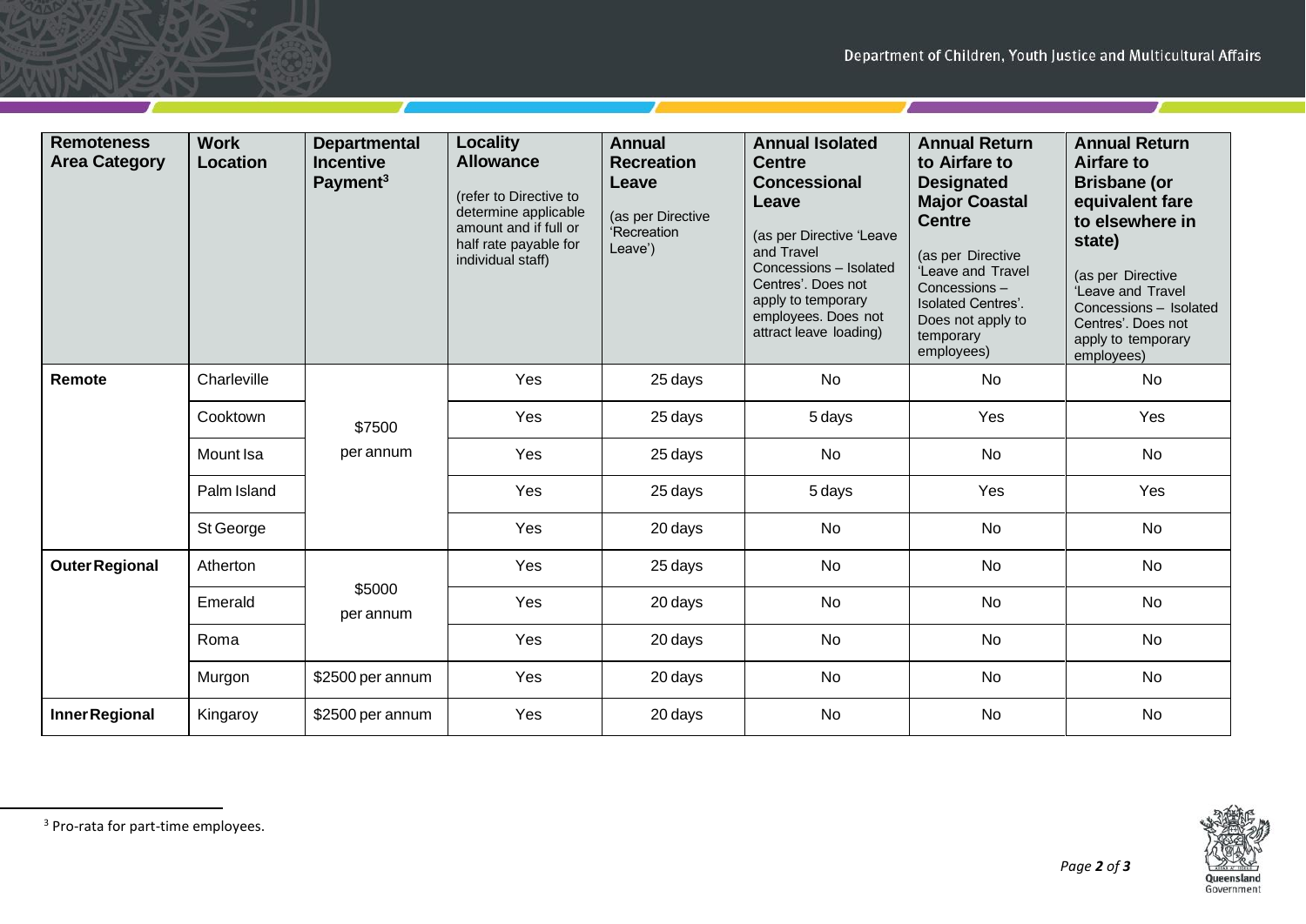| Remoteness Area Category | Work Location | Departmental Incentive Payment[3] | Locality Allowance (refer to Directive to determine applicable amount and if full or half rate payable for individual staff) | Annual Recreation Leave (as per Directive 'Recreation Leave') | Annual Isolated Centre Concessional Leave (as per Directive 'Leave and Travel Concessions – Isolated Centres'. Does not apply to temporary employees. Does not attract leave loading) | Annual Return to Airfare to Designated Major Coastal Centre (as per Directive 'Leave and Travel Concessions – Isolated Centres'. Does not apply to temporary employees) | Annual Return Airfare to Brisbane (or equivalent fare to elsewhere in state) (as per Directive 'Leave and Travel Concessions – Isolated Centres'. Does not apply to temporary employees) |
|---|---|---|---|---|---|---|---|
| **Remote** | Charleville | $7500 per annum | Yes | 25 days | No | No | No |
| | Cooktown | | Yes | 25 days | 5 days | Yes | Yes |
| | Mount Isa | | Yes | 25 days | No | No | No |
| | Palm Island | | Yes | 25 days | 5 days | Yes | Yes |
| | St George | | Yes | 20 days | No | No | No |
| **Outer Regional** | Atherton | $5000 per annum | Yes | 25 days | No | No | No |
| | Emerald | | Yes | 20 days | No | No | No |
| | Roma | | Yes | 20 days | No | No | No |
| | Murgon | $2500 per annum | Yes | 20 days | No | No | No |
| **Inner Regional** | Kingaroy | $2500 per annum | Yes | 20 days | No | No | No |

[3] Pro-rata for part-time employees.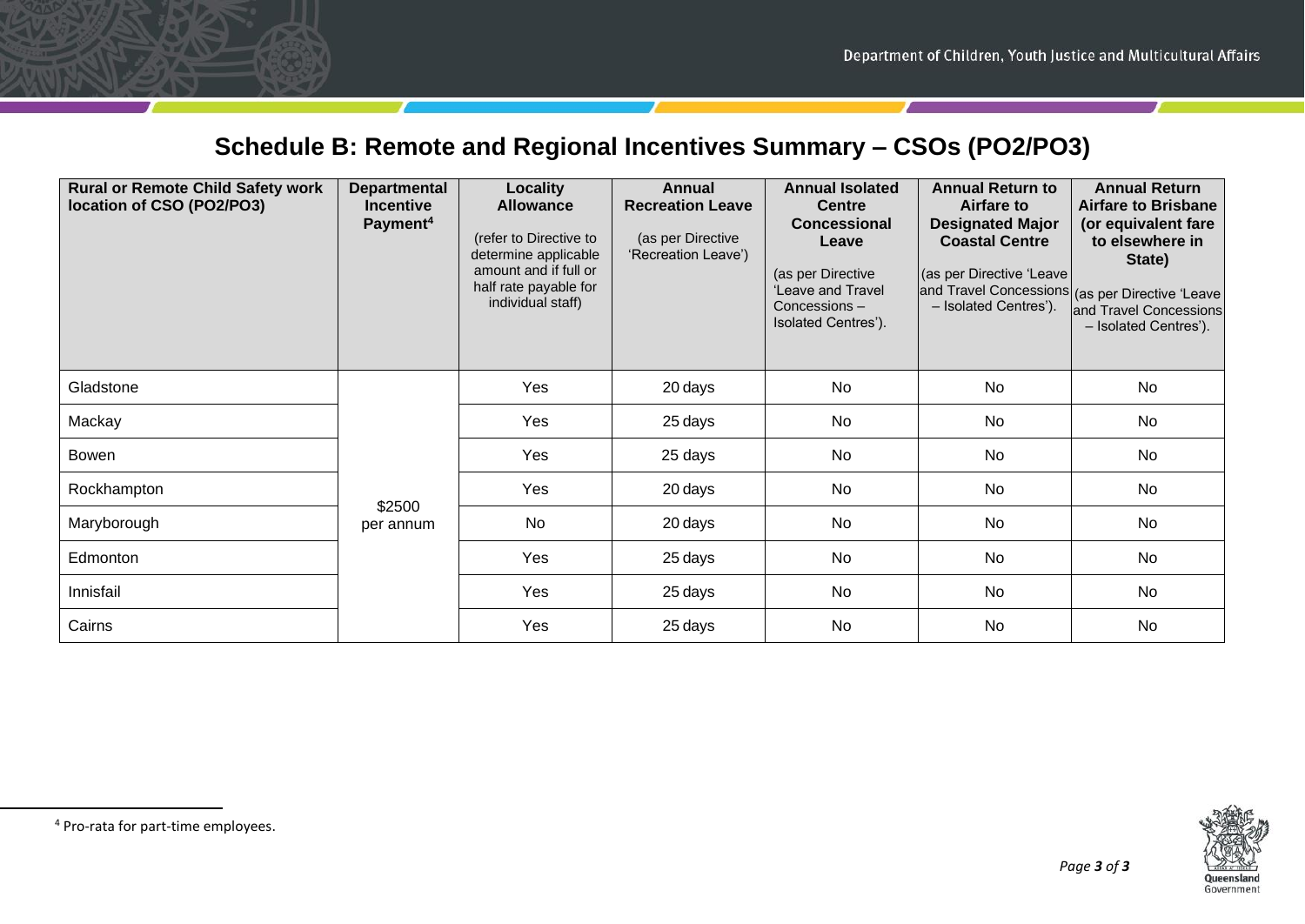# Schedule B: Remote and Regional Incentives Summary – CSOs (PO2/PO3)

| Rural or Remote Child Safety work location of CSO (PO2/PO3) | Departmental Incentive Payment[4] | Locality Allowance (refer to Directive to determine applicable amount and if full or half rate payable for individual staff) | Annual Recreation Leave (as per Directive 'Recreation Leave') | Annual Isolated Centre Concessional Leave (as per Directive 'Leave and Travel Concessions – Isolated Centres'). | Annual Return to Airfare to Designated Major Coastal Centre (as per Directive 'Leave and Travel Concessions – Isolated Centres'). | Annual Return Airfare to Brisbane (or equivalent fare to elsewhere in State) (as per Directive 'Leave and Travel Concessions – Isolated Centres'). |
|---|---|---|---|---|---|---|
| Gladstone | $2500 per annum | Yes | 20 days | No | No | No |
| Mackay | | Yes | 25 days | No | No | No |
| Bowen | | Yes | 25 days | No | No | No |
| Rockhampton | | Yes | 20 days | No | No | No |
| Maryborough | | No | 20 days | No | No | No |
| Edmonton | | Yes | 25 days | No | No | No |
| Innisfail | | Yes | 25 days | No | No | No |
| Cairns | | Yes | 25 days | No | No | No |

[4] Pro-rata for part-time employees.